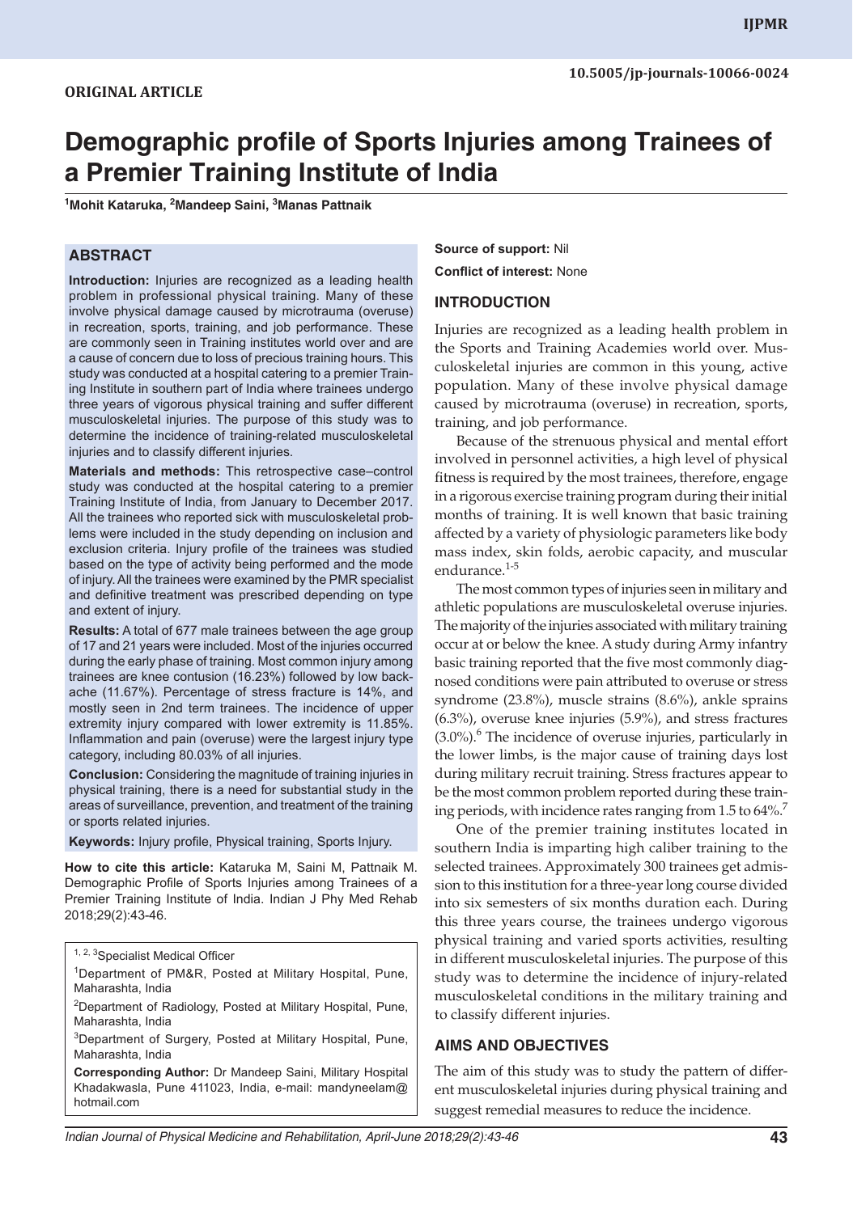10.5005/jp-journals-10066-0024

**ORIGINAL ARTICLE**

# Demographic profile of Sports Injuries among Trainees of a Premier Training Institute of India

[1]Mohit Kataruka, [2]Mandeep Saini, [3]Manas Pattnaik

## ABSTRACT

**Introduction:** Injuries are recognized as a leading health problem in professional physical training. Many of these involve physical damage caused by microtrauma (overuse) in recreation, sports, training, and job performance. These are commonly seen in Training institutes world over and are a cause of concern due to loss of precious training hours. This study was conducted at a hospital catering to a premier Training Institute in southern part of India where trainees undergo three years of vigorous physical training and suffer different musculoskeletal injuries. The purpose of this study was to determine the incidence of training-related musculoskeletal injuries and to classify different injuries.

**Materials and methods:** This retrospective case–control study was conducted at the hospital catering to a premier Training Institute of India, from January to December 2017. All the trainees who reported sick with musculoskeletal problems were included in the study depending on inclusion and exclusion criteria. Injury profile of the trainees was studied based on the type of activity being performed and the mode of injury. All the trainees were examined by the PMR specialist and definitive treatment was prescribed depending on type and extent of injury.

**Results:** A total of 677 male trainees between the age group of 17 and 21 years were included. Most of the injuries occurred during the early phase of training. Most common injury among trainees are knee contusion (16.23%) followed by low backache (11.67%). Percentage of stress fracture is 14%, and mostly seen in 2nd term trainees. The incidence of upper extremity injury compared with lower extremity is 11.85%. Inflammation and pain (overuse) were the largest injury type category, including 80.03% of all injuries.

**Conclusion:** Considering the magnitude of training injuries in physical training, there is a need for substantial study in the areas of surveillance, prevention, and treatment of the training or sports related injuries.

**Keywords:** Injury profile, Physical training, Sports Injury.

**How to cite this article:** Kataruka M, Saini M, Pattnaik M. Demographic Profile of Sports Injuries among Trainees of a Premier Training Institute of India. Indian J Phy Med Rehab 2018;29(2):43-46.

[1, 2, 3]Specialist Medical Officer

[1]Department of PM&R, Posted at Military Hospital, Pune, Maharashta, India

[2]Department of Radiology, Posted at Military Hospital, Pune, Maharashta, India

[3]Department of Surgery, Posted at Military Hospital, Pune, Maharashta, India

**Corresponding Author:** Dr Mandeep Saini, Military Hospital Khadakwasla, Pune 411023, India, e-mail: mandyneelam@hotmail.com

**Source of support:** Nil

**Conflict of interest:** None

## INTRODUCTION

Injuries are recognized as a leading health problem in the Sports and Training Academies world over. Musculoskeletal injuries are common in this young, active population. Many of these involve physical damage caused by microtrauma (overuse) in recreation, sports, training, and job performance.

Because of the strenuous physical and mental effort involved in personnel activities, a high level of physical fitness is required by the most trainees, therefore, engage in a rigorous exercise training program during their initial months of training. It is well known that basic training affected by a variety of physiologic parameters like body mass index, skin folds, aerobic capacity, and muscular endurance.[1-5]

The most common types of injuries seen in military and athletic populations are musculoskeletal overuse injuries. The majority of the injuries associated with military training occur at or below the knee. A study during Army infantry basic training reported that the five most commonly diagnosed conditions were pain attributed to overuse or stress syndrome (23.8%), muscle strains (8.6%), ankle sprains (6.3%), overuse knee injuries (5.9%), and stress fractures (3.0%).[6] The incidence of overuse injuries, particularly in the lower limbs, is the major cause of training days lost during military recruit training. Stress fractures appear to be the most common problem reported during these training periods, with incidence rates ranging from 1.5 to 64%.[7]

One of the premier training institutes located in southern India is imparting high caliber training to the selected trainees. Approximately 300 trainees get admission to this institution for a three-year long course divided into six semesters of six months duration each. During this three years course, the trainees undergo vigorous physical training and varied sports activities, resulting in different musculoskeletal injuries. The purpose of this study was to determine the incidence of injury-related musculoskeletal conditions in the military training and to classify different injuries.

## AIMS AND OBJECTIVES

The aim of this study was to study the pattern of different musculoskeletal injuries during physical training and suggest remedial measures to reduce the incidence.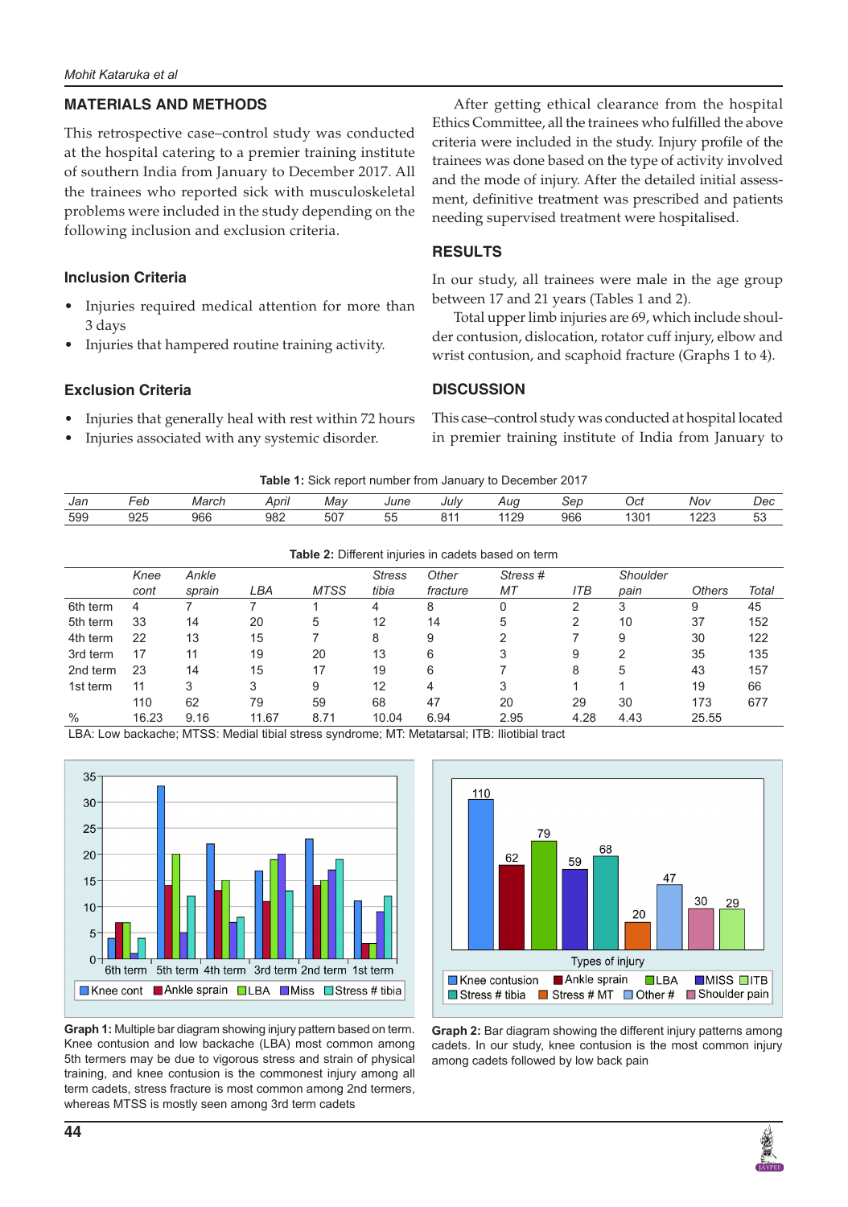## MATERIALS AND METHODS

This retrospective case–control study was conducted at the hospital catering to a premier training institute of southern India from January to December 2017. All the trainees who reported sick with musculoskeletal problems were included in the study depending on the following inclusion and exclusion criteria.

### Inclusion Criteria

- Injuries required medical attention for more than 3 days
- Injuries that hampered routine training activity.

### Exclusion Criteria

- Injuries that generally heal with rest within 72 hours
- Injuries associated with any systemic disorder.

After getting ethical clearance from the hospital Ethics Committee, all the trainees who fulfilled the above criteria were included in the study. Injury profile of the trainees was done based on the type of activity involved and the mode of injury. After the detailed initial assessment, definitive treatment was prescribed and patients needing supervised treatment were hospitalised.

## RESULTS

In our study, all trainees were male in the age group between 17 and 21 years (Tables 1 and 2).

Total upper limb injuries are 69, which include shoulder contusion, dislocation, rotator cuff injury, elbow and wrist contusion, and scaphoid fracture (Graphs 1 to 4).

## DISCUSSION

This case–control study was conducted at hospital located in premier training institute of India from January to

**Table 1:** Sick report number from January to December 2017

| Jan | Feb | March | April | May | June | July | Aug | Sep | Oct | Nov | Dec |
|---|---|---|---|---|---|---|---|---|---|---|---|
| 599 | 925 | 966 | 982 | 507 | 55 | 811 | 1129 | 966 | 1301 | 1223 | 53 |

**Table 2:** Different injuries in cadets based on term

| | Knee cont | Ankle sprain | LBA | MTSS | Stress tibia | Other fracture | Stress # MT | ITB | Shoulder pain | Others | Total |
|---|---|---|---|---|---|---|---|---|---|---|---|
| 6th term | 4 | 7 | 7 | 1 | 4 | 8 | 0 | 2 | 3 | 9 | 45 |
| 5th term | 33 | 14 | 20 | 5 | 12 | 14 | 5 | 2 | 10 | 37 | 152 |
| 4th term | 22 | 13 | 15 | 7 | 8 | 9 | 2 | 7 | 9 | 30 | 122 |
| 3rd term | 17 | 11 | 19 | 20 | 13 | 6 | 3 | 9 | 2 | 35 | 135 |
| 2nd term | 23 | 14 | 15 | 17 | 19 | 6 | 7 | 8 | 5 | 43 | 157 |
| 1st term | 11 | 3 | 3 | 9 | 12 | 4 | 3 | 1 | 1 | 19 | 66 |
| | 110 | 62 | 79 | 59 | 68 | 47 | 20 | 29 | 30 | 173 | 677 |
| % | 16.23 | 9.16 | 11.67 | 8.71 | 10.04 | 6.94 | 2.95 | 4.28 | 4.43 | 25.55 | |

LBA: Low backache; MTSS: Medial tibial stress syndrome; MT: Metatarsal; ITB: Iliotibial tract

**Graph 1:** Multiple bar diagram showing injury pattern based on term. Knee contusion and low backache (LBA) most common among 5th termers may be due to vigorous stress and strain of physical training, and knee contusion is the commonest injury among all term cadets, stress fracture is most common among 2nd termers, whereas MTSS is mostly seen among 3rd term cadets

**Graph 2:** Bar diagram showing the different injury patterns among cadets. In our study, knee contusion is the most common injury among cadets followed by low back pain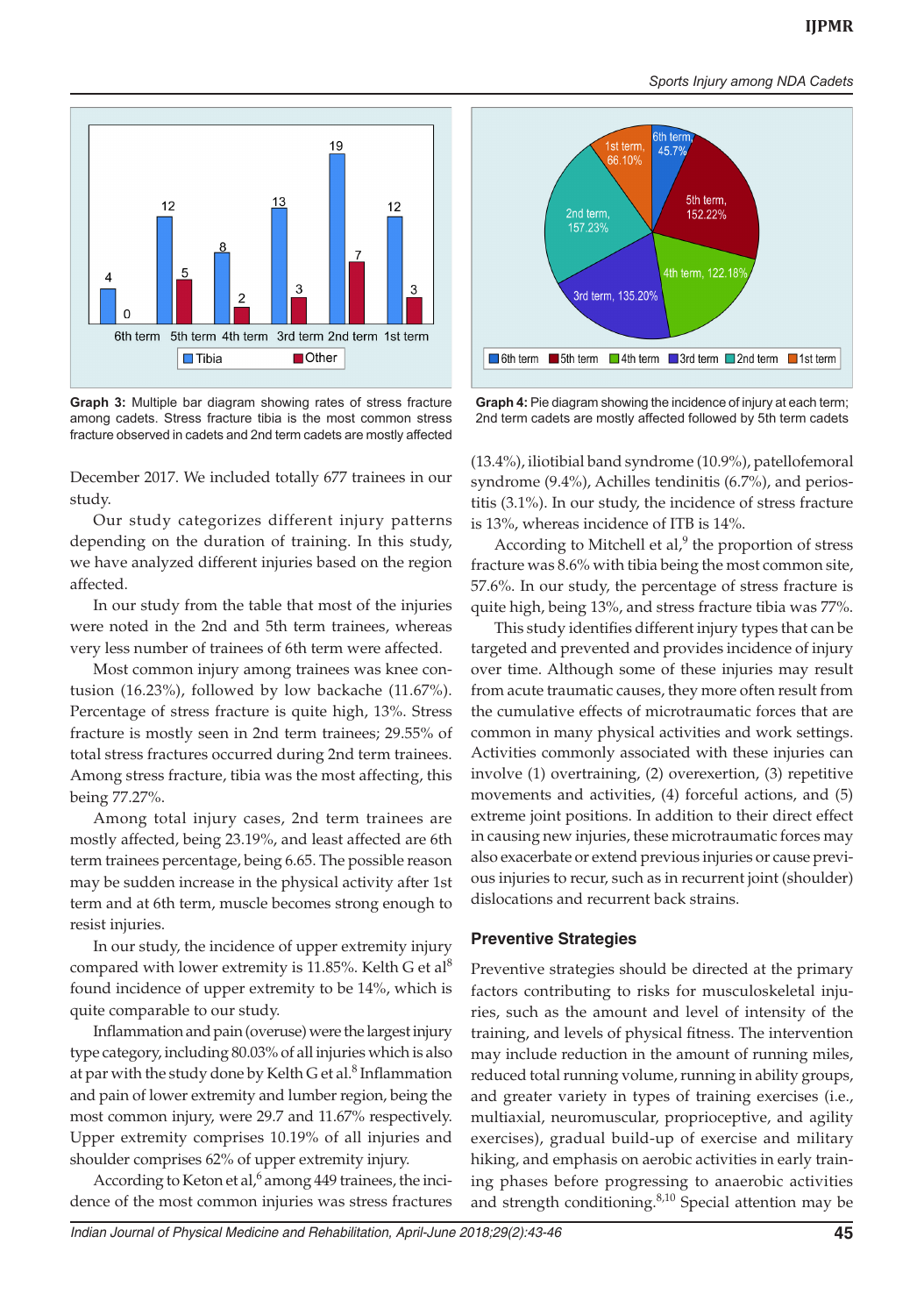Graph 3: Multiple bar diagram showing rates of stress fracture among cadets. Stress fracture tibia is the most common stress fracture observed in cadets and 2nd term cadets are mostly affected

Graph 4: Pie diagram showing the incidence of injury at each term; 2nd term cadets are mostly affected followed by 5th term cadets

December 2017. We included totally 677 trainees in our study.

Our study categorizes different injury patterns depending on the duration of training. In this study, we have analyzed different injuries based on the region affected.

In our study from the table that most of the injuries were noted in the 2nd and 5th term trainees, whereas very less number of trainees of 6th term were affected.

Most common injury among trainees was knee contusion (16.23%), followed by low backache (11.67%). Percentage of stress fracture is quite high, 13%. Stress fracture is mostly seen in 2nd term trainees; 29.55% of total stress fractures occurred during 2nd term trainees. Among stress fracture, tibia was the most affecting, this being 77.27%.

Among total injury cases, 2nd term trainees are mostly affected, being 23.19%, and least affected are 6th term trainees percentage, being 6.65. The possible reason may be sudden increase in the physical activity after 1st term and at 6th term, muscle becomes strong enough to resist injuries.

In our study, the incidence of upper extremity injury compared with lower extremity is 11.85%. Kelth G et al[8] found incidence of upper extremity to be 14%, which is quite comparable to our study.

Inflammation and pain (overuse) were the largest injury type category, including 80.03% of all injuries which is also at par with the study done by Kelth G et al.[8] Inflammation and pain of lower extremity and lumber region, being the most common injury, were 29.7 and 11.67% respectively. Upper extremity comprises 10.19% of all injuries and shoulder comprises 62% of upper extremity injury.

According to Keton et al,[6] among 449 trainees, the incidence of the most common injuries was stress fractures (13.4%), iliotibial band syndrome (10.9%), patellofemoral syndrome (9.4%), Achilles tendinitis (6.7%), and periostitis (3.1%). In our study, the incidence of stress fracture is 13%, whereas incidence of ITB is 14%.

According to Mitchell et al,[9] the proportion of stress fracture was 8.6% with tibia being the most common site, 57.6%. In our study, the percentage of stress fracture is quite high, being 13%, and stress fracture tibia was 77%.

This study identifies different injury types that can be targeted and prevented and provides incidence of injury over time. Although some of these injuries may result from acute traumatic causes, they more often result from the cumulative effects of microtraumatic forces that are common in many physical activities and work settings. Activities commonly associated with these injuries can involve (1) overtraining, (2) overexertion, (3) repetitive movements and activities, (4) forceful actions, and (5) extreme joint positions. In addition to their direct effect in causing new injuries, these microtraumatic forces may also exacerbate or extend previous injuries or cause previous injuries to recur, such as in recurrent joint (shoulder) dislocations and recurrent back strains.

## Preventive Strategies

Preventive strategies should be directed at the primary factors contributing to risks for musculoskeletal injuries, such as the amount and level of intensity of the training, and levels of physical fitness. The intervention may include reduction in the amount of running miles, reduced total running volume, running in ability groups, and greater variety in types of training exercises (i.e., multiaxial, neuromuscular, proprioceptive, and agility exercises), gradual build-up of exercise and military hiking, and emphasis on aerobic activities in early training phases before progressing to anaerobic activities and strength conditioning.[8,10] Special attention may be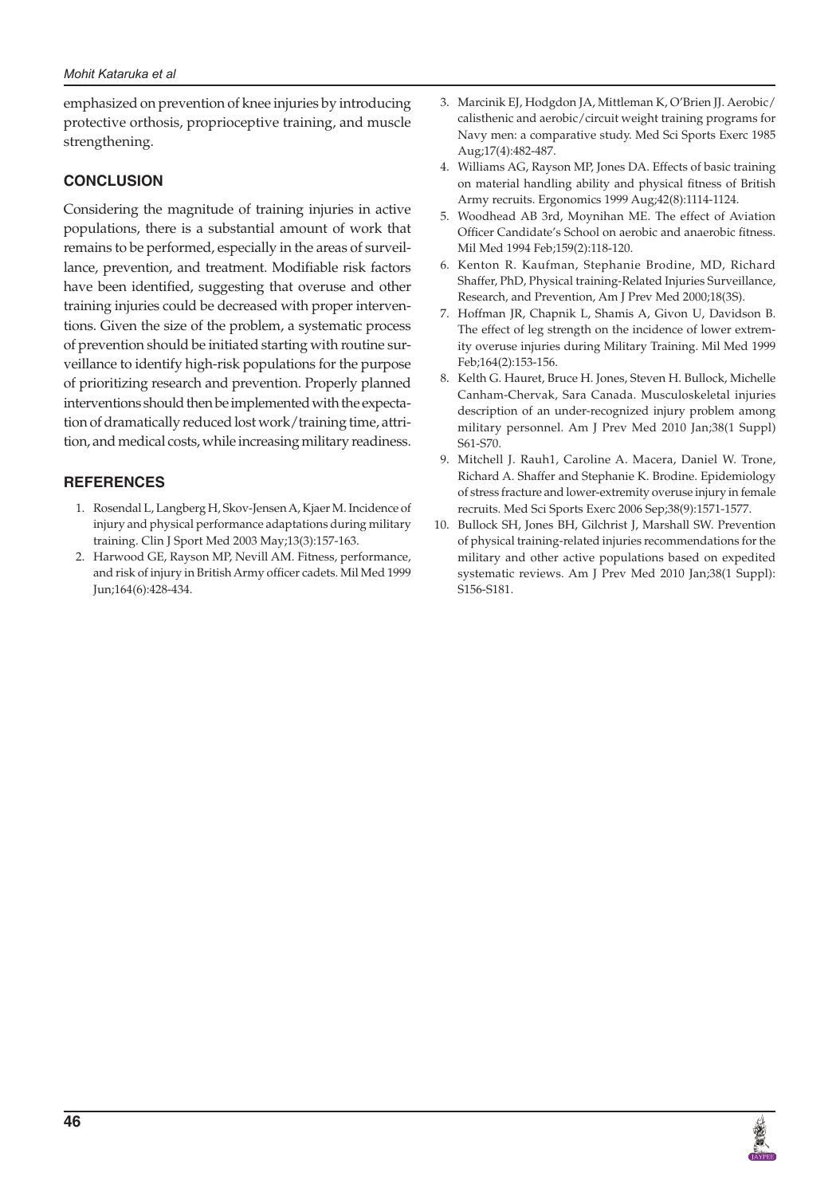emphasized on prevention of knee injuries by introducing protective orthosis, proprioceptive training, and muscle strengthening.

## CONCLUSION

Considering the magnitude of training injuries in active populations, there is a substantial amount of work that remains to be performed, especially in the areas of surveillance, prevention, and treatment. Modifiable risk factors have been identified, suggesting that overuse and other training injuries could be decreased with proper interventions. Given the size of the problem, a systematic process of prevention should be initiated starting with routine surveillance to identify high-risk populations for the purpose of prioritizing research and prevention. Properly planned interventions should then be implemented with the expectation of dramatically reduced lost work/training time, attrition, and medical costs, while increasing military readiness.

## REFERENCES

1. Rosendal L, Langberg H, Skov-Jensen A, Kjaer M. Incidence of injury and physical performance adaptations during military training. Clin J Sport Med 2003 May;13(3):157-163.
2. Harwood GE, Rayson MP, Nevill AM. Fitness, performance, and risk of injury in British Army officer cadets. Mil Med 1999 Jun;164(6):428-434.
3. Marcinik EJ, Hodgdon JA, Mittleman K, O'Brien JJ. Aerobic/calisthenic and aerobic/circuit weight training programs for Navy men: a comparative study. Med Sci Sports Exerc 1985 Aug;17(4):482-487.
4. Williams AG, Rayson MP, Jones DA. Effects of basic training on material handling ability and physical fitness of British Army recruits. Ergonomics 1999 Aug;42(8):1114-1124.
5. Woodhead AB 3rd, Moynihan ME. The effect of Aviation Officer Candidate's School on aerobic and anaerobic fitness. Mil Med 1994 Feb;159(2):118-120.
6. Kenton R. Kaufman, Stephanie Brodine, MD, Richard Shaffer, PhD, Physical training-Related Injuries Surveillance, Research, and Prevention, Am J Prev Med 2000;18(3S).
7. Hoffman JR, Chapnik L, Shamis A, Givon U, Davidson B. The effect of leg strength on the incidence of lower extremity overuse injuries during Military Training. Mil Med 1999 Feb;164(2):153-156.
8. Kelth G. Hauret, Bruce H. Jones, Steven H. Bullock, Michelle Canham-Chervak, Sara Canada. Musculoskeletal injuries description of an under-recognized injury problem among military personnel. Am J Prev Med 2010 Jan;38(1 Suppl) S61-S70.
9. Mitchell J. Rauh1, Caroline A. Macera, Daniel W. Trone, Richard A. Shaffer and Stephanie K. Brodine. Epidemiology of stress fracture and lower-extremity overuse injury in female recruits. Med Sci Sports Exerc 2006 Sep;38(9):1571-1577.
10. Bullock SH, Jones BH, Gilchrist J, Marshall SW. Prevention of physical training-related injuries recommendations for the military and other active populations based on expedited systematic reviews. Am J Prev Med 2010 Jan;38(1 Suppl): S156-S181.